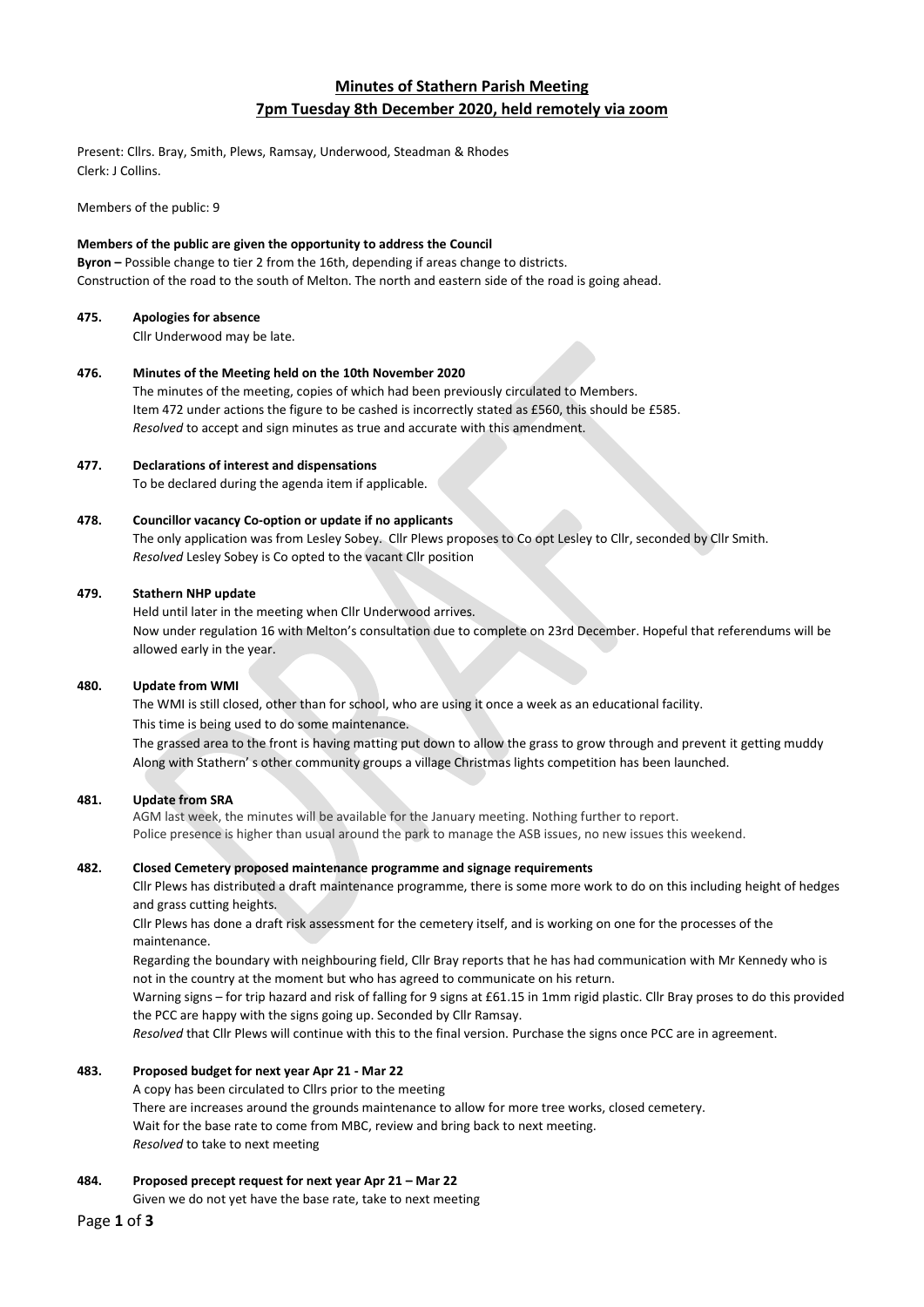# Minutes of Stathern Parish Meeting
## 7pm Tuesday 8th December 2020, held remotely via zoom

Present: Cllrs. Bray, Smith, Plews, Ramsay, Underwood, Steadman & Rhodes
Clerk: J Collins.

Members of the public: 9

**Members of the public are given the opportunity to address the Council**

**Byron –** Possible change to tier 2 from the 16th, depending if areas change to districts.
Construction of the road to the south of Melton. The north and eastern side of the road is going ahead.

**475. Apologies for absence**

Cllr Underwood may be late.

**476. Minutes of the Meeting held on the 10th November 2020**

The minutes of the meeting, copies of which had been previously circulated to Members.
Item 472 under actions the figure to be cashed is incorrectly stated as £560, this should be £585.
*Resolved* to accept and sign minutes as true and accurate with this amendment.

**477. Declarations of interest and dispensations**

To be declared during the agenda item if applicable.

**478. Councillor vacancy Co-option or update if no applicants**

The only application was from Lesley Sobey. Cllr Plews proposes to Co opt Lesley to Cllr, seconded by Cllr Smith.
*Resolved* Lesley Sobey is Co opted to the vacant Cllr position

**479. Stathern NHP update**

Held until later in the meeting when Cllr Underwood arrives.
Now under regulation 16 with Melton's consultation due to complete on 23rd December. Hopeful that referendums will be allowed early in the year.

**480. Update from WMI**

The WMI is still closed, other than for school, who are using it once a week as an educational facility.
This time is being used to do some maintenance.
The grassed area to the front is having matting put down to allow the grass to grow through and prevent it getting muddy
Along with Stathern' s other community groups a village Christmas lights competition has been launched.

**481. Update from SRA**

AGM last week, the minutes will be available for the January meeting. Nothing further to report.
Police presence is higher than usual around the park to manage the ASB issues, no new issues this weekend.

**482. Closed Cemetery proposed maintenance programme and signage requirements**

Cllr Plews has distributed a draft maintenance programme, there is some more work to do on this including height of hedges and grass cutting heights.
Cllr Plews has done a draft risk assessment for the cemetery itself, and is working on one for the processes of the maintenance.
Regarding the boundary with neighbouring field, Cllr Bray reports that he has had communication with Mr Kennedy who is not in the country at the moment but who has agreed to communicate on his return.
Warning signs – for trip hazard and risk of falling for 9 signs at £61.15 in 1mm rigid plastic. Cllr Bray proses to do this provided the PCC are happy with the signs going up. Seconded by Cllr Ramsay.
*Resolved* that Cllr Plews will continue with this to the final version. Purchase the signs once PCC are in agreement.

**483. Proposed budget for next year Apr 21 - Mar 22**

A copy has been circulated to Cllrs prior to the meeting
There are increases around the grounds maintenance to allow for more tree works, closed cemetery.
Wait for the base rate to come from MBC, review and bring back to next meeting.
*Resolved* to take to next meeting

**484. Proposed precept request for next year Apr 21 – Mar 22**

Given we do not yet have the base rate, take to next meeting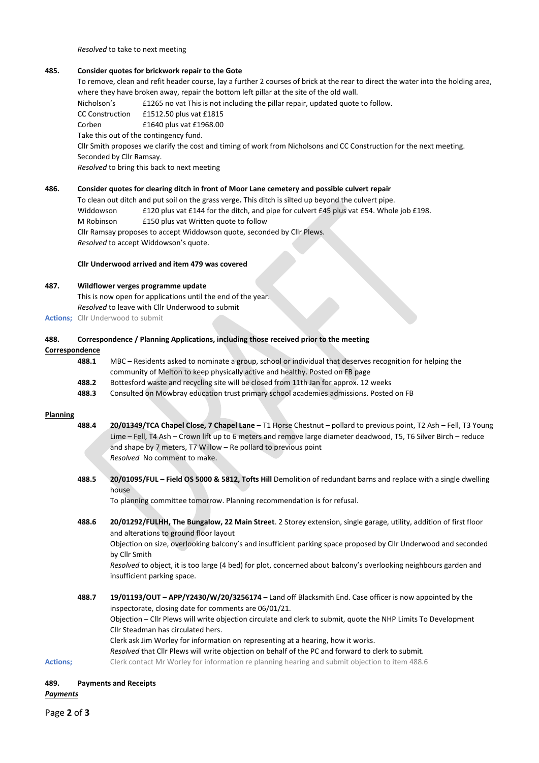*Resolved* to take to next meeting

**485. Consider quotes for brickwork repair to the Gote**

To remove, clean and refit header course, lay a further 2 courses of brick at the rear to direct the water into the holding area, where they have broken away, repair the bottom left pillar at the site of the old wall.

| | |
|---|---|
| Nicholson's | £1265 no vat This is not including the pillar repair, updated quote to follow. |
| CC Construction | £1512.50 plus vat £1815 |
| Corben | £1640 plus vat £1968.00 |

Take this out of the contingency fund.

Cllr Smith proposes we clarify the cost and timing of work from Nicholsons and CC Construction for the next meeting. Seconded by Cllr Ramsay.

*Resolved* to bring this back to next meeting

**486. Consider quotes for clearing ditch in front of Moor Lane cemetery and possible culvert repair**

To clean out ditch and put soil on the grass verge. This ditch is silted up beyond the culvert pipe.

| | |
|---|---|
| Widdowson | £120 plus vat £144 for the ditch, and pipe for culvert £45 plus vat £54. Whole job £198. |
| M Robinson | £150 plus vat Written quote to follow |

Cllr Ramsay proposes to accept Widdowson quote, seconded by Cllr Plews.

*Resolved* to accept Widdowson's quote.

**Cllr Underwood arrived and item 479 was covered**

**487. Wildflower verges programme update**

This is now open for applications until the end of the year.

*Resolved* to leave with Cllr Underwood to submit

**Actions;** Cllr Underwood to submit

**488. Correspondence / Planning Applications, including those received prior to the meeting**

**Correspondence**

**488.1** MBC – Residents asked to nominate a group, school or individual that deserves recognition for helping the community of Melton to keep physically active and healthy. Posted on FB page

**488.2** Bottesford waste and recycling site will be closed from 11th Jan for approx. 12 weeks

**488.3** Consulted on Mowbray education trust primary school academies admissions. Posted on FB

**Planning**

**488.4** **20/01349/TCA Chapel Close, 7 Chapel Lane –** T1 Horse Chestnut – pollard to previous point, T2 Ash – Fell, T3 Young Lime – Fell, T4 Ash – Crown lift up to 6 meters and remove large diameter deadwood, T5, T6 Silver Birch – reduce and shape by 7 meters, T7 Willow – Re pollard to previous point

*Resolved* No comment to make.

**488.5** **20/01095/FUL – Field OS 5000 & 5812, Tofts Hill** Demolition of redundant barns and replace with a single dwelling house

To planning committee tomorrow. Planning recommendation is for refusal.

**488.6** **20/01292/FULHH, The Bungalow, 22 Main Street**. 2 Storey extension, single garage, utility, addition of first floor and alterations to ground floor layout

Objection on size, overlooking balcony's and insufficient parking space proposed by Cllr Underwood and seconded by Cllr Smith

*Resolved* to object, it is too large (4 bed) for plot, concerned about balcony's overlooking neighbours garden and insufficient parking space.

**488.7** **19/01193/OUT – APP/Y2430/W/20/3256174** – Land off Blacksmith End. Case officer is now appointed by the inspectorate, closing date for comments are 06/01/21.

Objection – Cllr Plews will write objection circulate and clerk to submit, quote the NHP Limits To Development Cllr Steadman has circulated hers.

Clerk ask Jim Worley for information on representing at a hearing, how it works.

*Resolved* that Cllr Plews will write objection on behalf of the PC and forward to clerk to submit.

**Actions;** Clerk contact Mr Worley for information re planning hearing and submit objection to item 488.6

**489. Payments and Receipts**

***Payments***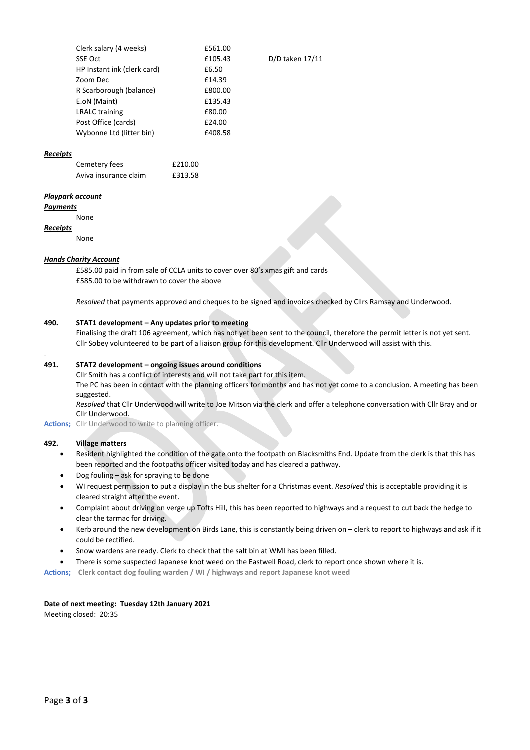| | | |
|---|---|---|
| Clerk salary (4 weeks) | £561.00 | |
| SSE Oct | £105.43 | D/D taken 17/11 |
| HP Instant ink (clerk card) | £6.50 | |
| Zoom Dec | £14.39 | |
| R Scarborough (balance) | £800.00 | |
| E.oN (Maint) | £135.43 | |
| LRALC training | £80.00 | |
| Post Office (cards) | £24.00 | |
| Wybonne Ltd (litter bin) | £408.58 | |

***Receipts***

| | |
|---|---|
| Cemetery fees | £210.00 |
| Aviva insurance claim | £313.58 |

***Playpark account***

***Payments***

None

***Receipts***

None

***Hands Charity Account***

£585.00 paid in from sale of CCLA units to cover over 80's xmas gift and cards
£585.00 to be withdrawn to cover the above

*Resolved* that payments approved and cheques to be signed and invoices checked by Cllrs Ramsay and Underwood.

**490. STAT1 development – Any updates prior to meeting**

Finalising the draft 106 agreement, which has not yet been sent to the council, therefore the permit letter is not yet sent. Cllr Sobey volunteered to be part of a liaison group for this development. Cllr Underwood will assist with this.

**491. STAT2 development – ongoing issues around conditions**

Cllr Smith has a conflict of interests and will not take part for this item.
The PC has been in contact with the planning officers for months and has not yet come to a conclusion. A meeting has been suggested.
*Resolved* that Cllr Underwood will write to Joe Mitson via the clerk and offer a telephone conversation with Cllr Bray and or Cllr Underwood.

**Actions;** Cllr Underwood to write to planning officer.

**492. Village matters**

- Resident highlighted the condition of the gate onto the footpath on Blacksmiths End. Update from the clerk is that this has been reported and the footpaths officer visited today and has cleared a pathway.
- Dog fouling – ask for spraying to be done
- WI request permission to put a display in the bus shelter for a Christmas event. *Resolved* this is acceptable providing it is cleared straight after the event.
- Complaint about driving on verge up Tofts Hill, this has been reported to highways and a request to cut back the hedge to clear the tarmac for driving.
- Kerb around the new development on Birds Lane, this is constantly being driven on – clerk to report to highways and ask if it could be rectified.
- Snow wardens are ready. Clerk to check that the salt bin at WMI has been filled.
- There is some suspected Japanese knot weed on the Eastwell Road, clerk to report once shown where it is.

**Actions; Clerk contact dog fouling warden / WI / highways and report Japanese knot weed**

**Date of next meeting: Tuesday 12th January 2021**

Meeting closed: 20:35